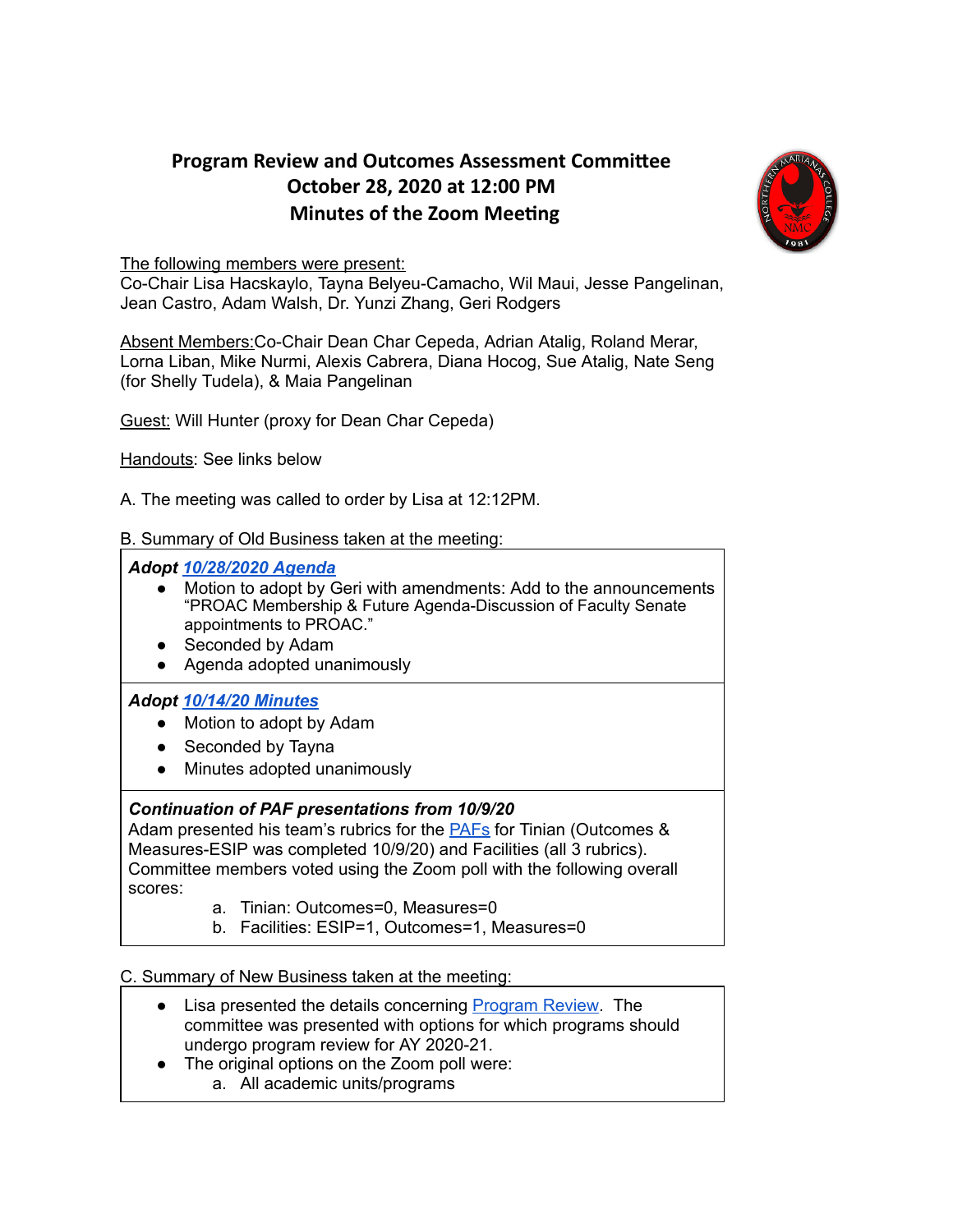# Program Review and Outcomes Assessment Committee
## October 28, 2020 at 12:00 PM
## Minutes of the Zoom Meeting

The following members were present:
Co-Chair Lisa Hacskaylo, Tayna Belyeu-Camacho, Wil Maui, Jesse Pangelinan, Jean Castro, Adam Walsh, Dr. Yunzi Zhang, Geri Rodgers

Absent Members: Co-Chair Dean Char Cepeda, Adrian Atalig, Roland Merar, Lorna Liban, Mike Nurmi, Alexis Cabrera, Diana Hocog, Sue Atalig, Nate Seng (for Shelly Tudela), & Maia Pangelinan

Guest: Will Hunter (proxy for Dean Char Cepeda)

Handouts: See links below

A. The meeting was called to order by Lisa at 12:12PM.

B. Summary of Old Business taken at the meeting:

***Adopt 10/28/2020 Agenda***

- Motion to adopt by Geri with amendments: Add to the announcements "PROAC Membership & Future Agenda-Discussion of Faculty Senate appointments to PROAC."
- Seconded by Adam
- Agenda adopted unanimously

***Adopt 10/14/20 Minutes***

- Motion to adopt by Adam
- Seconded by Tayna
- Minutes adopted unanimously

***Continuation of PAF presentations from 10/9/20***

Adam presented his team's rubrics for the PAFs for Tinian (Outcomes & Measures-ESIP was completed 10/9/20) and Facilities (all 3 rubrics). Committee members voted using the Zoom poll with the following overall scores:

a. Tinian: Outcomes=0, Measures=0
b. Facilities: ESIP=1, Outcomes=1, Measures=0

C. Summary of New Business taken at the meeting:

- Lisa presented the details concerning Program Review. The committee was presented with options for which programs should undergo program review for AY 2020-21.
- The original options on the Zoom poll were:
    a. All academic units/programs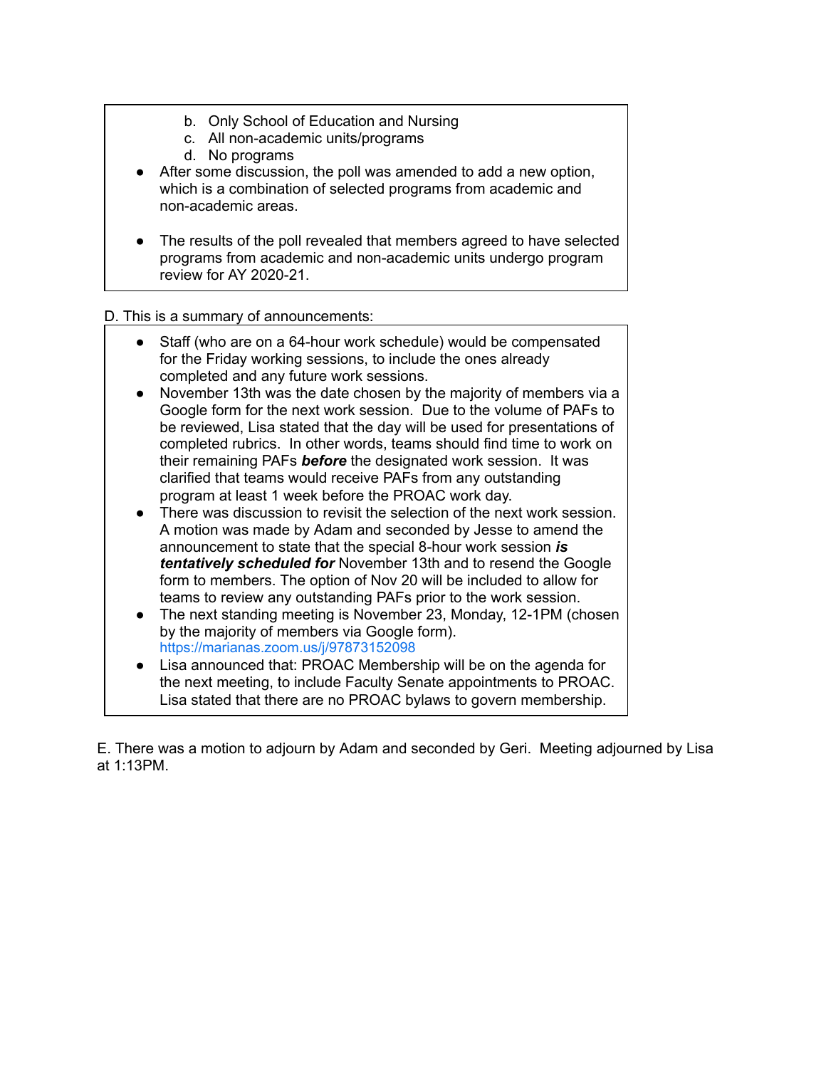b. Only School of Education and Nursing
c. All non-academic units/programs
d. No programs

- After some discussion, the poll was amended to add a new option, which is a combination of selected programs from academic and non-academic areas.

- The results of the poll revealed that members agreed to have selected programs from academic and non-academic units undergo program review for AY 2020-21.

D. This is a summary of announcements:

- Staff (who are on a 64-hour work schedule) would be compensated for the Friday working sessions, to include the ones already completed and any future work sessions.
- November 13th was the date chosen by the majority of members via a Google form for the next work session. Due to the volume of PAFs to be reviewed, Lisa stated that the day will be used for presentations of completed rubrics. In other words, teams should find time to work on their remaining PAFs ***before*** the designated work session. It was clarified that teams would receive PAFs from any outstanding program at least 1 week before the PROAC work day.
- There was discussion to revisit the selection of the next work session. A motion was made by Adam and seconded by Jesse to amend the announcement to state that the special 8-hour work session ***is tentatively scheduled for*** November 13th and to resend the Google form to members. The option of Nov 20 will be included to allow for teams to review any outstanding PAFs prior to the work session.
- The next standing meeting is November 23, Monday, 12-1PM (chosen by the majority of members via Google form). https://marianas.zoom.us/j/97873152098
- Lisa announced that: PROAC Membership will be on the agenda for the next meeting, to include Faculty Senate appointments to PROAC. Lisa stated that there are no PROAC bylaws to govern membership.

E. There was a motion to adjourn by Adam and seconded by Geri. Meeting adjourned by Lisa at 1:13PM.